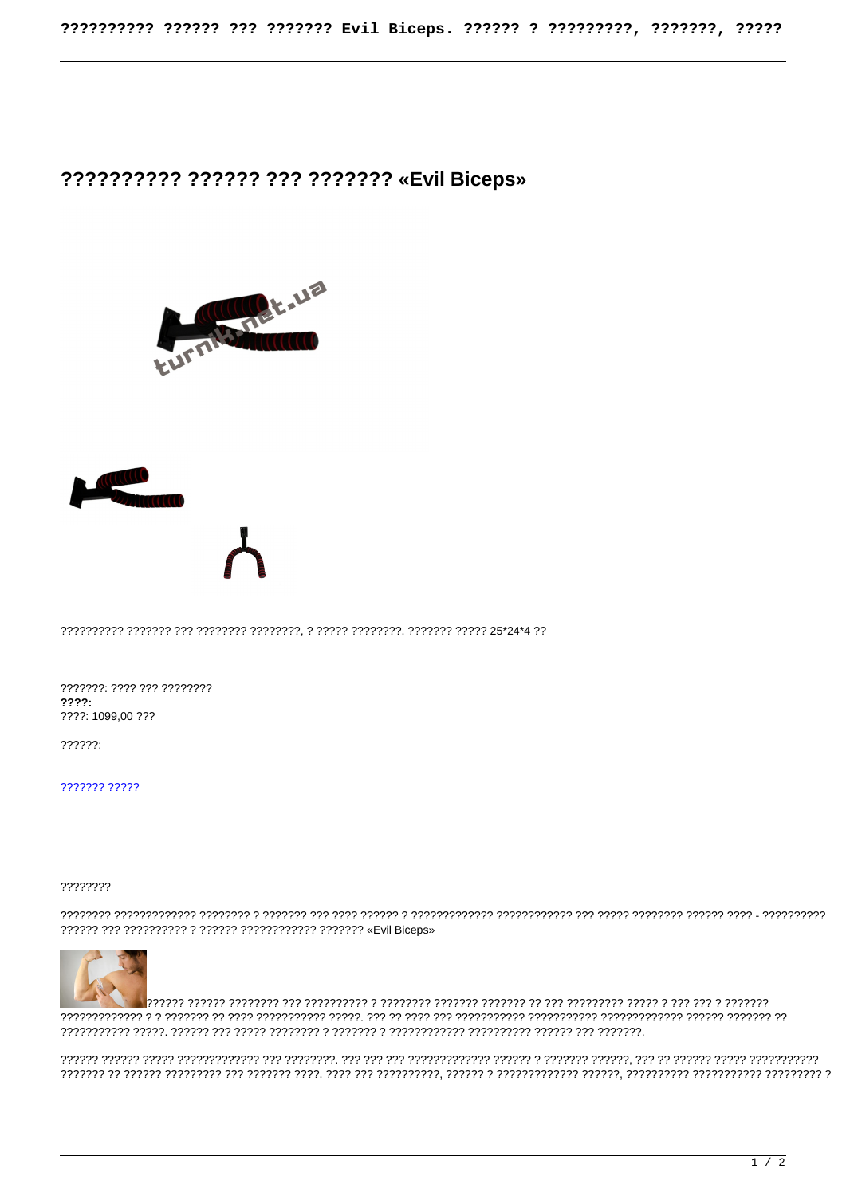# ?????????? ?????? ??? ??????? «Evil Biceps»

?????????? ??????? ??? ???????? ????????, ? ????? ????????. ??????? ????? 25*24*4 ??

???????: ???? ??? ????????
**????:**
????: 1099,00 ???

??????:

[??????? ?????]()

????????

???????? ????????????? ???????? ? ??????? ??? ???? ?????? ? ????????????? ???????????? ??? ????? ???????? ?????? ???? - ?????????? ?????? ??? ?????????? ? ?????? ???????????? ??????? «Evil Biceps»

?????? ?????? ???????? ??? ?????????? ? ???????? ??????? ??????? ?? ??? ????????? ????? ? ??? ??? ? ??????? ????????????? ? ? ??????? ?? ???? ??????????? ?????. ??? ?? ???? ??? ?????????? ?????????? ????????????? ?????? ??????? ?? ??????????? ?????. ?????? ??? ????? ???????? ? ??????? ? ???????????? ?????????? ?????? ??? ???????.

?????? ?????? ????? ????????????? ??? ????????. ??? ??? ??? ????????????? ?????? ? ??????? ??????, ??? ?? ?????? ????? ??????????? ??????? ?? ?????? ????????? ??? ??????? ????. ???? ??? ??????????, ?????? ? ????????????? ??????, ?????????? ?????????? ????????? ?